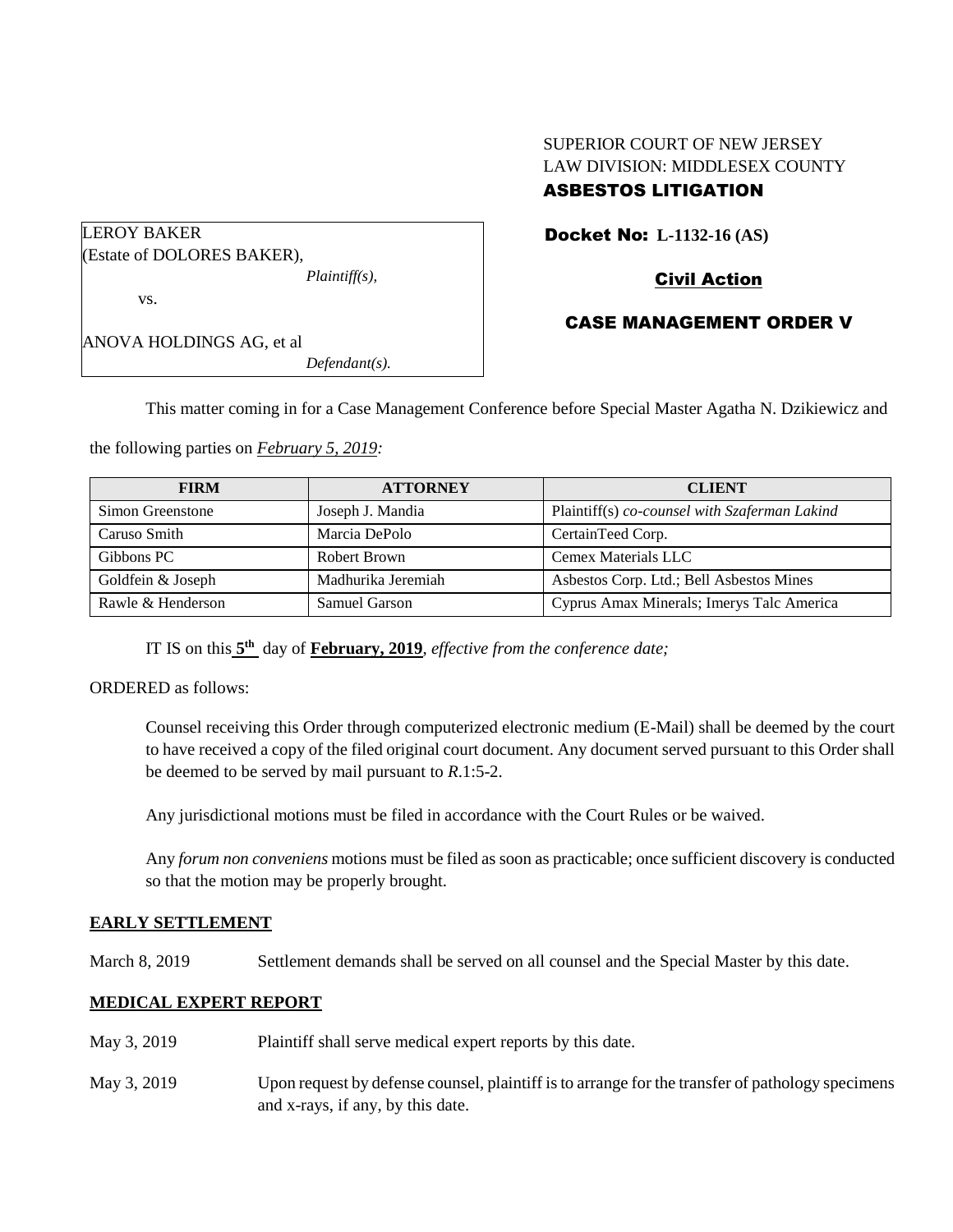SUPERIOR COURT OF NEW JERSEY
LAW DIVISION: MIDDLESEX COUNTY
**ASBESTOS LITIGATION**

LEROY BAKER
(Estate of DOLORES BAKER),
*Plaintiff(s),*

vs.

ANOVA HOLDINGS AG, et al
*Defendant(s).*

**Docket No: L-1132-16 (AS)**

**Civil Action**

**CASE MANAGEMENT ORDER V**

This matter coming in for a Case Management Conference before Special Master Agatha N. Dzikiewicz and the following parties on *February 5, 2019:*

| FIRM | ATTORNEY | CLIENT |
|---|---|---|
| Simon Greenstone | Joseph J. Mandia | Plaintiff(s) *co-counsel with Szaferman Lakind* |
| Caruso Smith | Marcia DePolo | CertainTeed Corp. |
| Gibbons PC | Robert Brown | Cemex Materials LLC |
| Goldfein & Joseph | Madhurika Jeremiah | Asbestos Corp. Ltd.; Bell Asbestos Mines |
| Rawle & Henderson | Samuel Garson | Cyprus Amax Minerals; Imerys Talc America |

IT IS on this **5th** day of **February, 2019**, *effective from the conference date;*

ORDERED as follows:

Counsel receiving this Order through computerized electronic medium (E-Mail) shall be deemed by the court to have received a copy of the filed original court document. Any document served pursuant to this Order shall be deemed to be served by mail pursuant to *R*.1:5-2.

Any jurisdictional motions must be filed in accordance with the Court Rules or be waived.

Any *forum non conveniens* motions must be filed as soon as practicable; once sufficient discovery is conducted so that the motion may be properly brought.

**EARLY SETTLEMENT**

March 8, 2019 Settlement demands shall be served on all counsel and the Special Master by this date.

**MEDICAL EXPERT REPORT**

May 3, 2019 Plaintiff shall serve medical expert reports by this date.

May 3, 2019 Upon request by defense counsel, plaintiff is to arrange for the transfer of pathology specimens and x-rays, if any, by this date.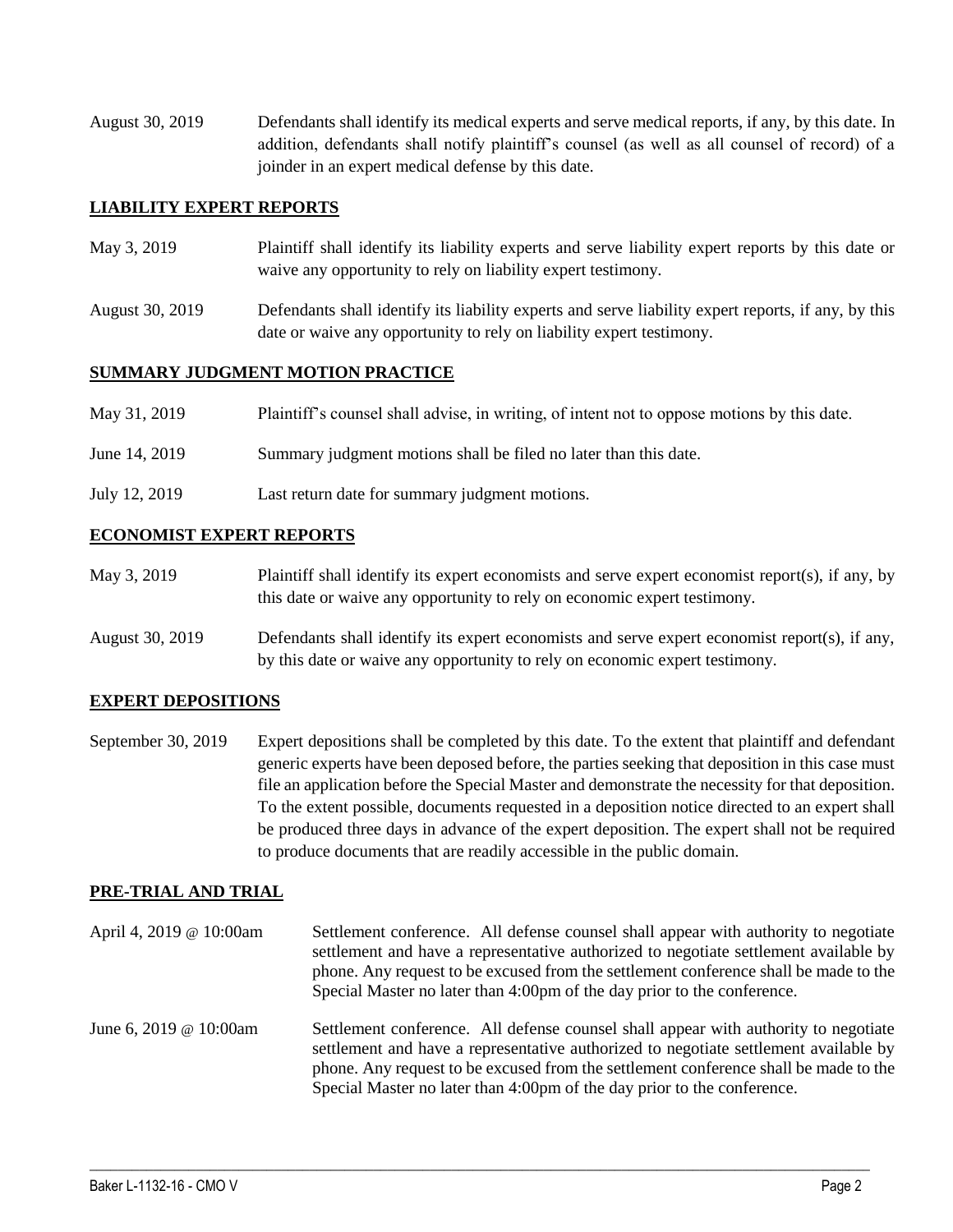| | |
|---|---|
| August 30, 2019 | Defendants shall identify its medical experts and serve medical reports, if any, by this date. In addition, defendants shall notify plaintiff's counsel (as well as all counsel of record) of a joinder in an expert medical defense by this date. |

## LIABILITY EXPERT REPORTS

| | |
|---|---|
| May 3, 2019 | Plaintiff shall identify its liability experts and serve liability expert reports by this date or waive any opportunity to rely on liability expert testimony. |
| August 30, 2019 | Defendants shall identify its liability experts and serve liability expert reports, if any, by this date or waive any opportunity to rely on liability expert testimony. |

## SUMMARY JUDGMENT MOTION PRACTICE

| | |
|---|---|
| May 31, 2019 | Plaintiff's counsel shall advise, in writing, of intent not to oppose motions by this date. |
| June 14, 2019 | Summary judgment motions shall be filed no later than this date. |
| July 12, 2019 | Last return date for summary judgment motions. |

## ECONOMIST EXPERT REPORTS

| | |
|---|---|
| May 3, 2019 | Plaintiff shall identify its expert economists and serve expert economist report(s), if any, by this date or waive any opportunity to rely on economic expert testimony. |
| August 30, 2019 | Defendants shall identify its expert economists and serve expert economist report(s), if any, by this date or waive any opportunity to rely on economic expert testimony. |

## EXPERT DEPOSITIONS

| | |
|---|---|
| September 30, 2019 | Expert depositions shall be completed by this date. To the extent that plaintiff and defendant generic experts have been deposed before, the parties seeking that deposition in this case must file an application before the Special Master and demonstrate the necessity for that deposition. To the extent possible, documents requested in a deposition notice directed to an expert shall be produced three days in advance of the expert deposition. The expert shall not be required to produce documents that are readily accessible in the public domain. |

## PRE-TRIAL AND TRIAL

| | |
|---|---|
| April 4, 2019 @ 10:00am | Settlement conference. All defense counsel shall appear with authority to negotiate settlement and have a representative authorized to negotiate settlement available by phone. Any request to be excused from the settlement conference shall be made to the Special Master no later than 4:00pm of the day prior to the conference. |
| June 6, 2019 @ 10:00am | Settlement conference. All defense counsel shall appear with authority to negotiate settlement and have a representative authorized to negotiate settlement available by phone. Any request to be excused from the settlement conference shall be made to the Special Master no later than 4:00pm of the day prior to the conference. |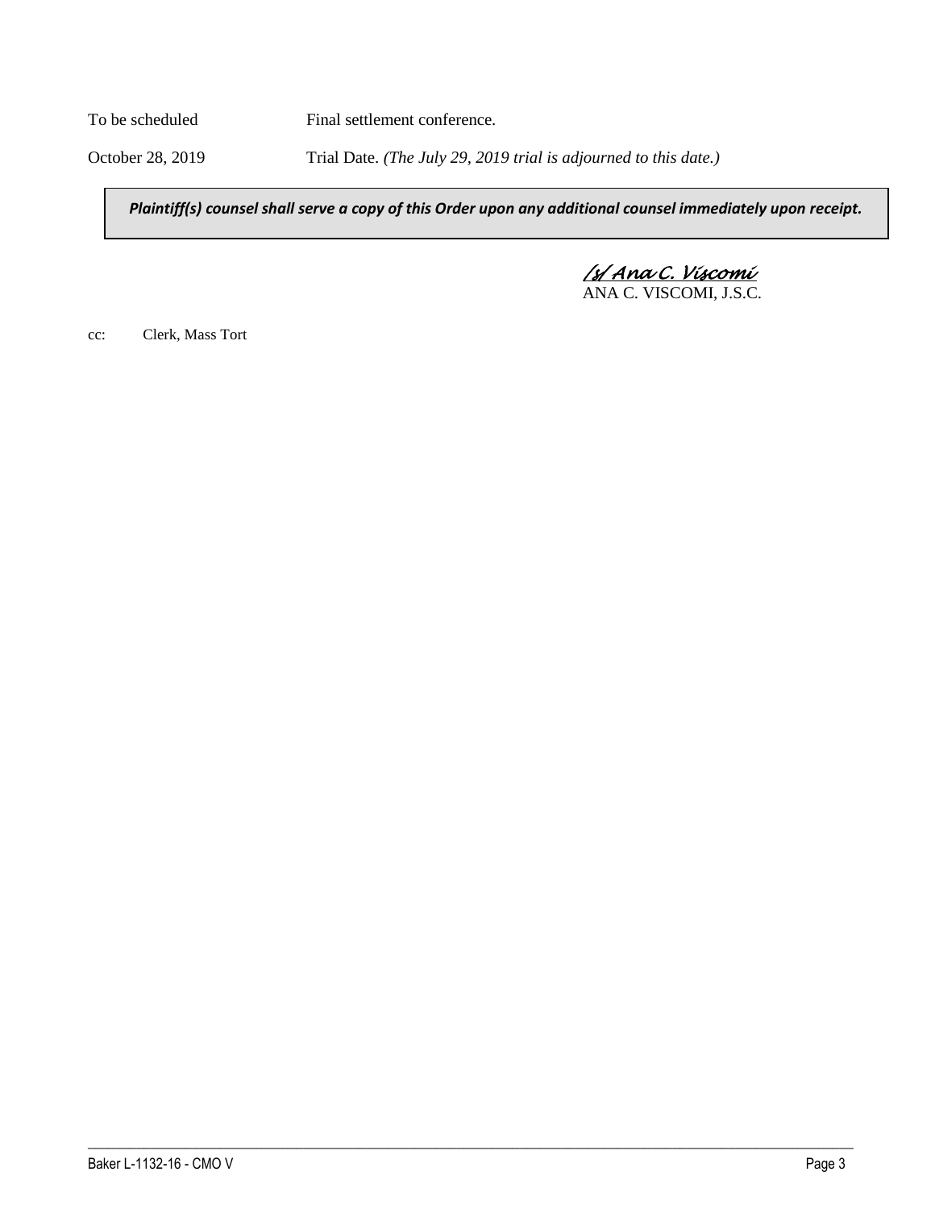| | |
|---|---|
| To be scheduled | Final settlement conference. |
| October 28, 2019 | Trial Date. *(The July 29, 2019 trial is adjourned to this date.)* |

***Plaintiff(s) counsel shall serve a copy of this Order upon any additional counsel immediately upon receipt.***

*/s/ Ana C. Viscomi*
ANA C. VISCOMI, J.S.C.

cc: Clerk, Mass Tort